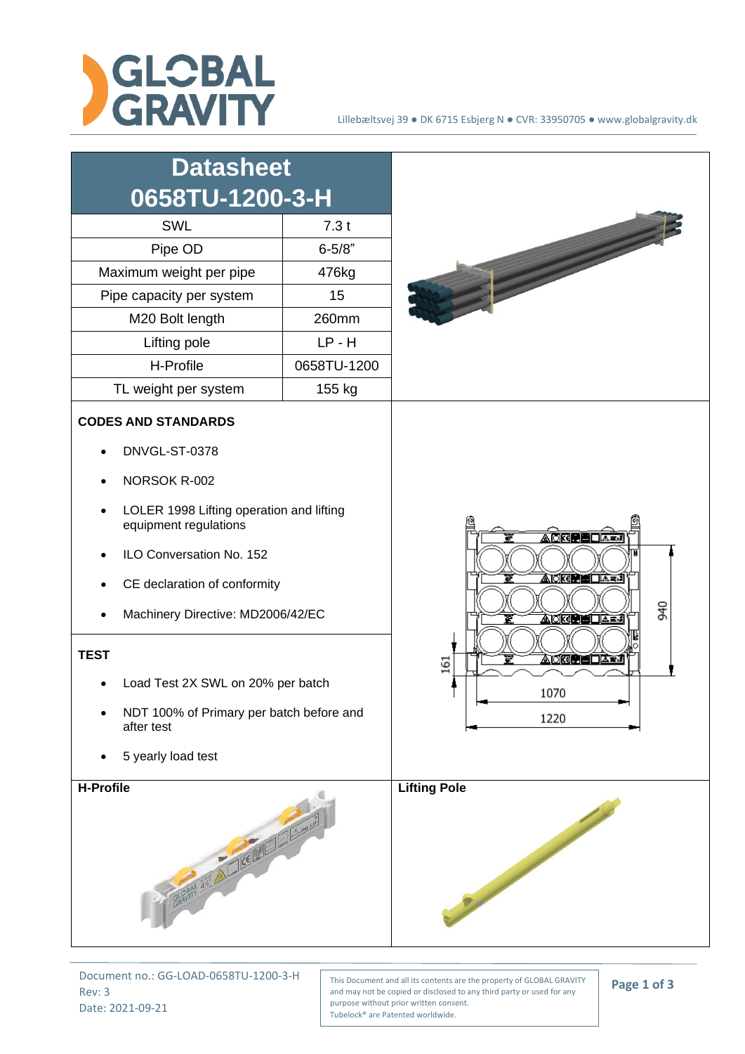# Datasheet 0658TU-1200-3-H

| SWL | 7.3 t |
|---|---|
| Pipe OD | 6-5/8" |
| Maximum weight per pipe | 476kg |
| Pipe capacity per system | 15 |
| M20 Bolt length | 260mm |
| Lifting pole | LP - H |
| H-Profile | 0658TU-1200 |
| TL weight per system | 155 kg |

**CODES AND STANDARDS**

- DNVGL-ST-0378
- NORSOK R-002
- LOLER 1998 Lifting operation and lifting equipment regulations
- ILO Conversation No. 152
- CE declaration of conformity
- Machinery Directive: MD2006/42/EC

**TEST**

- Load Test 2X SWL on 20% per batch
- NDT 100% of Primary per batch before and after test
- 5 yearly load test

**H-Profile**

**Lifting Pole**

Document no.: GG-LOAD-0658TU-1200-3-H
Rev: 3
Date: 2021-09-21

This Document and all its contents are the property of GLOBAL GRAVITY and may not be copied or disclosed to any third party or used for any purpose without prior written consent.
Tubelock® are Patented worldwide.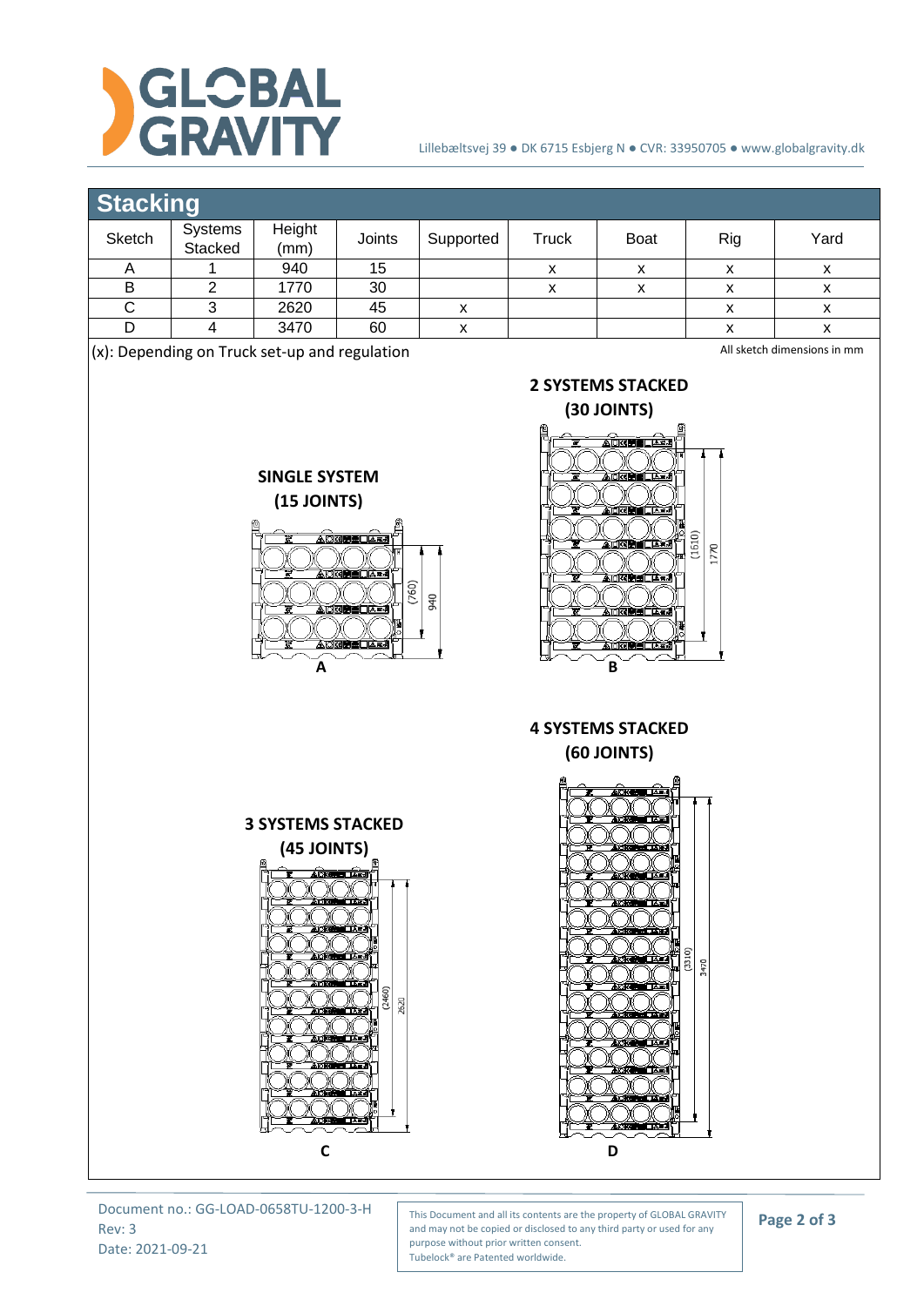## Stacking

| Sketch | Systems Stacked | Height (mm) | Joints | Supported | Truck | Boat | Rig | Yard |
|---|---|---|---|---|---|---|---|---|
| A | 1 | 940 | 15 | | x | x | x | x |
| B | 2 | 1770 | 30 | | x | x | x | x |
| C | 3 | 2620 | 45 | x | | | x | x |
| D | 4 | 3470 | 60 | x | | | x | x |

(x): Depending on Truck set-up and regulation

All sketch dimensions in mm

**SINGLE SYSTEM (15 JOINTS)**

(760) 940

**A**

**2 SYSTEMS STACKED (30 JOINTS)**

(1610) 1770

**B**

**3 SYSTEMS STACKED (45 JOINTS)**

(2460) 2620

**C**

**4 SYSTEMS STACKED (60 JOINTS)**

(3310) 3470

**D**

Document no.: GG-LOAD-0658TU-1200-3-H
Rev: 3
Date: 2021-09-21

This Document and all its contents are the property of GLOBAL GRAVITY and may not be copied or disclosed to any third party or used for any purpose without prior written consent.
Tubelock® are Patented worldwide.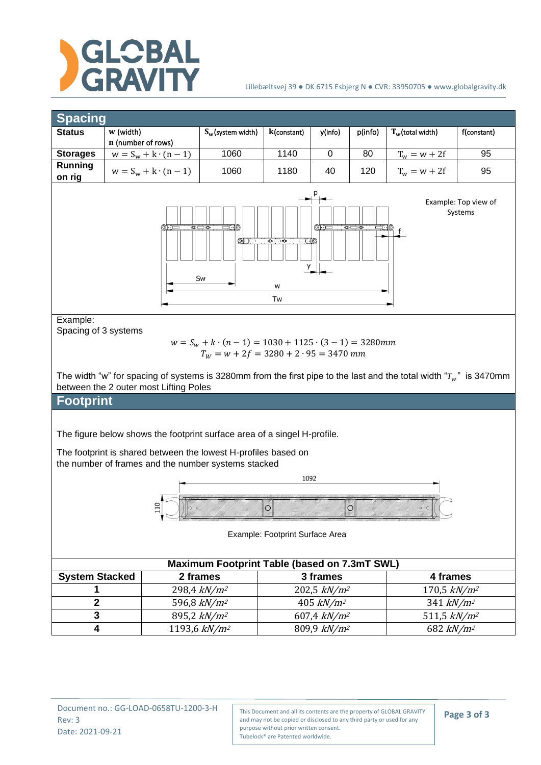## Spacing

| Status | w (width) n (number of rows) | $S_w$ (system width) | k (constant) | y (info) | p (info) | $T_w$ (total width) | f (constant) |
|---|---|---|---|---|---|---|---|
| **Storages** | $w = S_w + k \cdot (n-1)$ | 1060 | 1140 | 0 | 80 | $T_w = w + 2f$ | 95 |
| **Running on rig** | $w = S_w + k \cdot (n-1)$ | 1060 | 1180 | 40 | 120 | $T_w = w + 2f$ | 95 |

Example: Top view of Systems

p

f

Sw

y

w

Tw

Example:
Spacing of 3 systems

$$w = S_w + k \cdot (n-1) = 1030 + 1125 \cdot (3-1) = 3280mm$$
$$T_W = w + 2f = 3280 + 2 \cdot 95 = 3470\ mm$$

The width "w" for spacing of systems is 3280mm from the first pipe to the last and the total width "$T_w$" is 3470mm between the 2 outer most Lifting Poles

## Footprint

The figure below shows the footprint surface area of a singel H-profile.

The footprint is shared between the lowest H-profiles based on the number of frames and the number systems stacked

1092

110

Example: Footprint Surface Area

**Maximum Footprint Table (based on 7.3mT SWL)**

| System Stacked | 2 frames | 3 frames | 4 frames |
|---|---|---|---|
| 1 | 298,4 $kN/m^2$ | 202,5 $kN/m^2$ | 170,5 $kN/m^2$ |
| 2 | 596,8 $kN/m^2$ | 405 $kN/m^2$ | 341 $kN/m^2$ |
| 3 | 895,2 $kN/m^2$ | 607,4 $kN/m^2$ | 511,5 $kN/m^2$ |
| 4 | 1193,6 $kN/m^2$ | 809,9 $kN/m^2$ | 682 $kN/m^2$ |